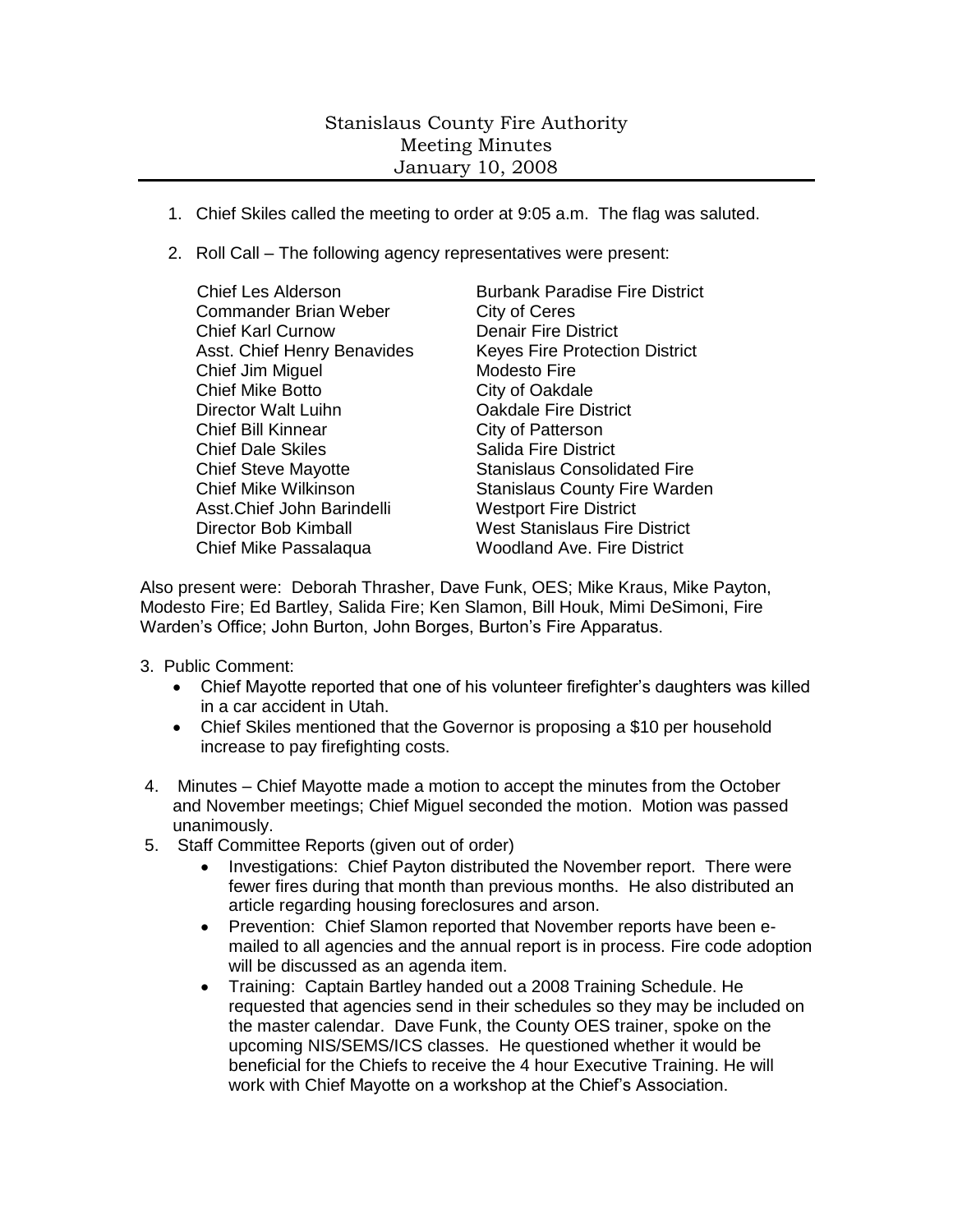# Stanislaus County Fire Authority
## Meeting Minutes
### January 10, 2008

1. Chief Skiles called the meeting to order at 9:05 a.m. The flag was saluted.

2. Roll Call – The following agency representatives were present:

| | |
|---|---|
| Chief Les Alderson | Burbank Paradise Fire District |
| Commander Brian Weber | City of Ceres |
| Chief Karl Curnow | Denair Fire District |
| Asst. Chief Henry Benavides | Keyes Fire Protection District |
| Chief Jim Miguel | Modesto Fire |
| Chief Mike Botto | City of Oakdale |
| Director Walt Luihn | Oakdale Fire District |
| Chief Bill Kinnear | City of Patterson |
| Chief Dale Skiles | Salida Fire District |
| Chief Steve Mayotte | Stanislaus Consolidated Fire |
| Chief Mike Wilkinson | Stanislaus County Fire Warden |
| Asst.Chief John Barindelli | Westport Fire District |
| Director Bob Kimball | West Stanislaus Fire District |
| Chief Mike Passalaqua | Woodland Ave. Fire District |

Also present were: Deborah Thrasher, Dave Funk, OES; Mike Kraus, Mike Payton, Modesto Fire; Ed Bartley, Salida Fire; Ken Slamon, Bill Houk, Mimi DeSimoni, Fire Warden's Office; John Burton, John Borges, Burton's Fire Apparatus.

3. Public Comment:
   - Chief Mayotte reported that one of his volunteer firefighter's daughters was killed in a car accident in Utah.
   - Chief Skiles mentioned that the Governor is proposing a $10 per household increase to pay firefighting costs.

4. Minutes – Chief Mayotte made a motion to accept the minutes from the October and November meetings; Chief Miguel seconded the motion. Motion was passed unanimously.

5. Staff Committee Reports (given out of order)
   - Investigations: Chief Payton distributed the November report. There were fewer fires during that month than previous months. He also distributed an article regarding housing foreclosures and arson.
   - Prevention: Chief Slamon reported that November reports have been e-mailed to all agencies and the annual report is in process. Fire code adoption will be discussed as an agenda item.
   - Training: Captain Bartley handed out a 2008 Training Schedule. He requested that agencies send in their schedules so they may be included on the master calendar. Dave Funk, the County OES trainer, spoke on the upcoming NIS/SEMS/ICS classes. He questioned whether it would be beneficial for the Chiefs to receive the 4 hour Executive Training. He will work with Chief Mayotte on a workshop at the Chief's Association.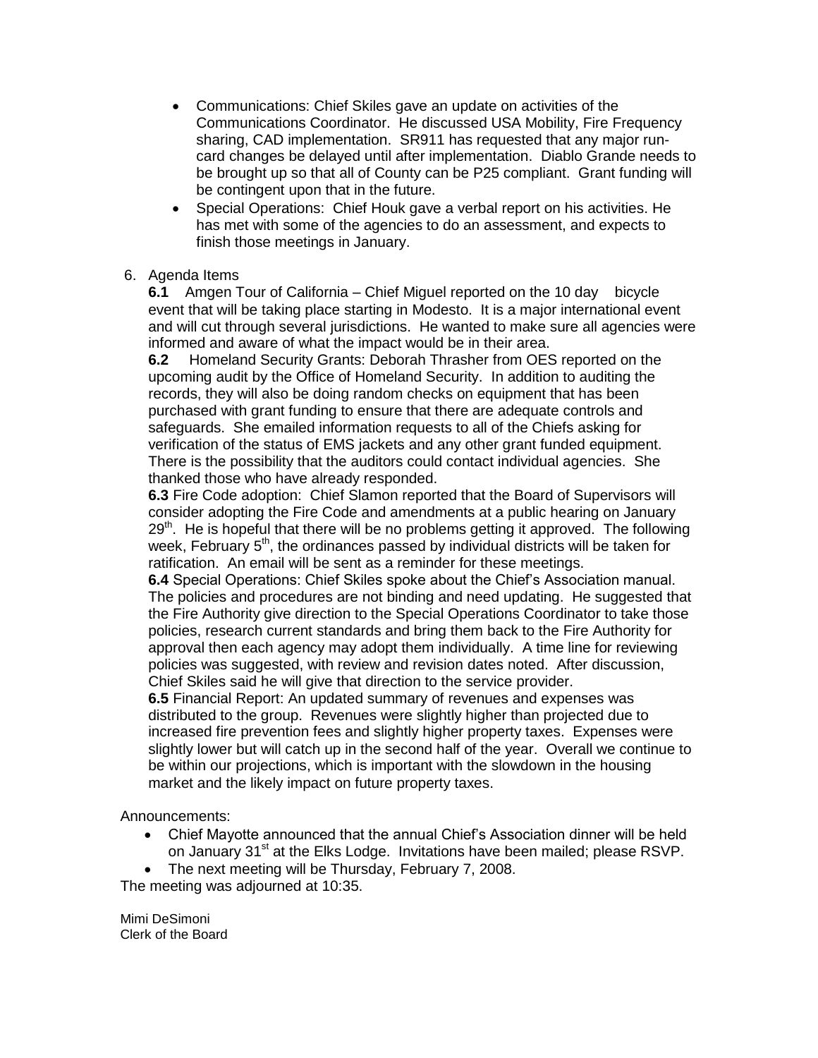- Communications: Chief Skiles gave an update on activities of the Communications Coordinator. He discussed USA Mobility, Fire Frequency sharing, CAD implementation. SR911 has requested that any major run-card changes be delayed until after implementation. Diablo Grande needs to be brought up so that all of County can be P25 compliant. Grant funding will be contingent upon that in the future.
- Special Operations: Chief Houk gave a verbal report on his activities. He has met with some of the agencies to do an assessment, and expects to finish those meetings in January.

6. Agenda Items

**6.1** Amgen Tour of California – Chief Miguel reported on the 10 day bicycle event that will be taking place starting in Modesto. It is a major international event and will cut through several jurisdictions. He wanted to make sure all agencies were informed and aware of what the impact would be in their area.

**6.2** Homeland Security Grants: Deborah Thrasher from OES reported on the upcoming audit by the Office of Homeland Security. In addition to auditing the records, they will also be doing random checks on equipment that has been purchased with grant funding to ensure that there are adequate controls and safeguards. She emailed information requests to all of the Chiefs asking for verification of the status of EMS jackets and any other grant funded equipment. There is the possibility that the auditors could contact individual agencies. She thanked those who have already responded.

**6.3** Fire Code adoption: Chief Slamon reported that the Board of Supervisors will consider adopting the Fire Code and amendments at a public hearing on January 29th. He is hopeful that there will be no problems getting it approved. The following week, February 5th, the ordinances passed by individual districts will be taken for ratification. An email will be sent as a reminder for these meetings.

**6.4** Special Operations: Chief Skiles spoke about the Chief's Association manual. The policies and procedures are not binding and need updating. He suggested that the Fire Authority give direction to the Special Operations Coordinator to take those policies, research current standards and bring them back to the Fire Authority for approval then each agency may adopt them individually. A time line for reviewing policies was suggested, with review and revision dates noted. After discussion, Chief Skiles said he will give that direction to the service provider.

**6.5** Financial Report: An updated summary of revenues and expenses was distributed to the group. Revenues were slightly higher than projected due to increased fire prevention fees and slightly higher property taxes. Expenses were slightly lower but will catch up in the second half of the year. Overall we continue to be within our projections, which is important with the slowdown in the housing market and the likely impact on future property taxes.

Announcements:

- Chief Mayotte announced that the annual Chief's Association dinner will be held on January 31st at the Elks Lodge. Invitations have been mailed; please RSVP.
- The next meeting will be Thursday, February 7, 2008.

The meeting was adjourned at 10:35.

Mimi DeSimoni
Clerk of the Board